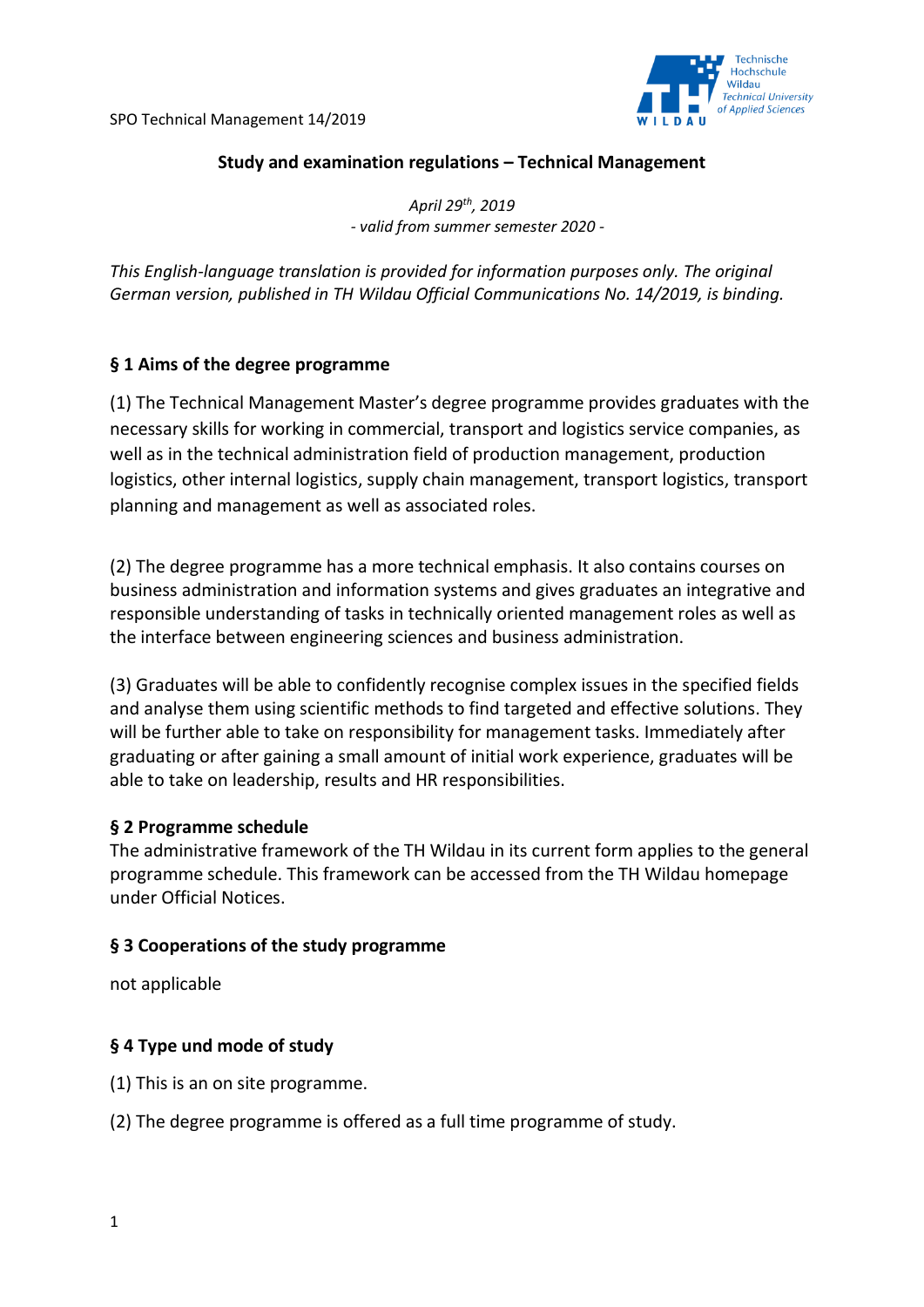# Study and examination regulations – Technical Management

*April 29th, 2019*
*- valid from summer semester 2020 -*

*This English-language translation is provided for information purposes only. The original German version, published in TH Wildau Official Communications No. 14/2019, is binding.*

## § 1 Aims of the degree programme

(1) The Technical Management Master's degree programme provides graduates with the necessary skills for working in commercial, transport and logistics service companies, as well as in the technical administration field of production management, production logistics, other internal logistics, supply chain management, transport logistics, transport planning and management as well as associated roles.

(2) The degree programme has a more technical emphasis. It also contains courses on business administration and information systems and gives graduates an integrative and responsible understanding of tasks in technically oriented management roles as well as the interface between engineering sciences and business administration.

(3) Graduates will be able to confidently recognise complex issues in the specified fields and analyse them using scientific methods to find targeted and effective solutions. They will be further able to take on responsibility for management tasks. Immediately after graduating or after gaining a small amount of initial work experience, graduates will be able to take on leadership, results and HR responsibilities.

## § 2 Programme schedule

The administrative framework of the TH Wildau in its current form applies to the general programme schedule. This framework can be accessed from the TH Wildau homepage under Official Notices.

## § 3 Cooperations of the study programme

not applicable

## § 4 Type und mode of study

(1) This is an on site programme.

(2) The degree programme is offered as a full time programme of study.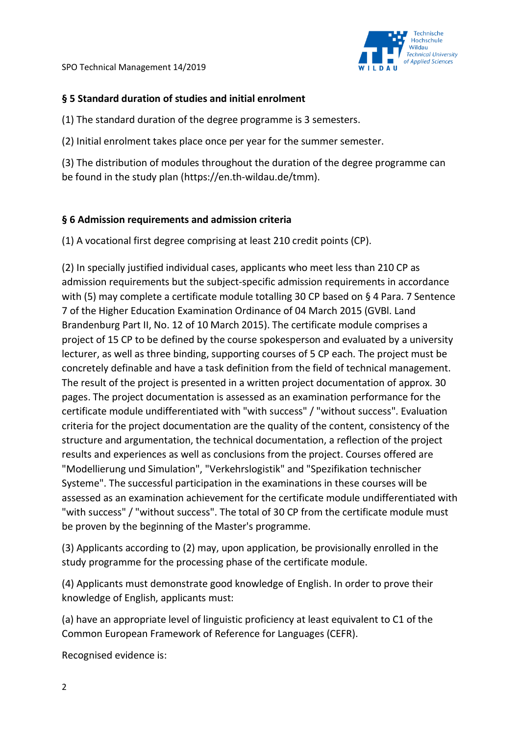## § 5 Standard duration of studies and initial enrolment

(1) The standard duration of the degree programme is 3 semesters.

(2) Initial enrolment takes place once per year for the summer semester.

(3) The distribution of modules throughout the duration of the degree programme can be found in the study plan (https://en.th-wildau.de/tmm).

## § 6 Admission requirements and admission criteria

(1) A vocational first degree comprising at least 210 credit points (CP).

(2) In specially justified individual cases, applicants who meet less than 210 CP as admission requirements but the subject-specific admission requirements in accordance with (5) may complete a certificate module totalling 30 CP based on § 4 Para. 7 Sentence 7 of the Higher Education Examination Ordinance of 04 March 2015 (GVBl. Land Brandenburg Part II, No. 12 of 10 March 2015). The certificate module comprises a project of 15 CP to be defined by the course spokesperson and evaluated by a university lecturer, as well as three binding, supporting courses of 5 CP each. The project must be concretely definable and have a task definition from the field of technical management. The result of the project is presented in a written project documentation of approx. 30 pages. The project documentation is assessed as an examination performance for the certificate module undifferentiated with "with success" / "without success". Evaluation criteria for the project documentation are the quality of the content, consistency of the structure and argumentation, the technical documentation, a reflection of the project results and experiences as well as conclusions from the project. Courses offered are "Modellierung und Simulation", "Verkehrslogistik" and "Spezifikation technischer Systeme". The successful participation in the examinations in these courses will be assessed as an examination achievement for the certificate module undifferentiated with "with success" / "without success". The total of 30 CP from the certificate module must be proven by the beginning of the Master's programme.

(3) Applicants according to (2) may, upon application, be provisionally enrolled in the study programme for the processing phase of the certificate module.

(4) Applicants must demonstrate good knowledge of English. In order to prove their knowledge of English, applicants must:

(a) have an appropriate level of linguistic proficiency at least equivalent to C1 of the Common European Framework of Reference for Languages (CEFR).

Recognised evidence is: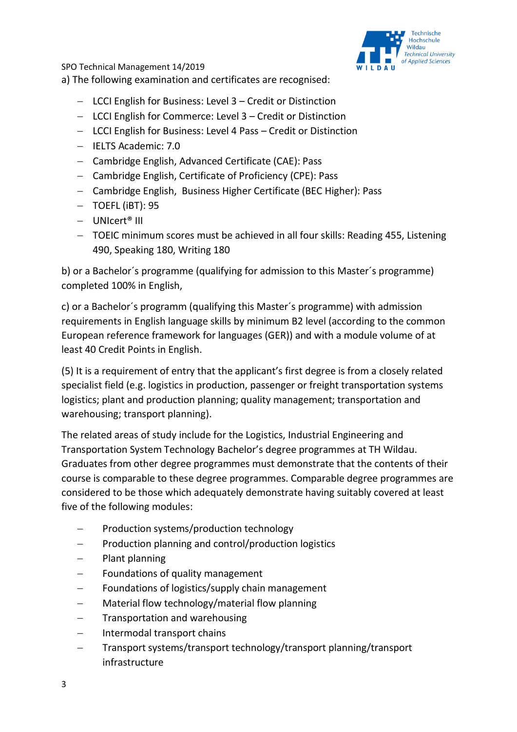a) The following examination and certificates are recognised:

- LCCI English for Business: Level 3 – Credit or Distinction
- LCCI English for Commerce: Level 3 – Credit or Distinction
- LCCI English for Business: Level 4 Pass – Credit or Distinction
- IELTS Academic: 7.0
- Cambridge English, Advanced Certificate (CAE): Pass
- Cambridge English, Certificate of Proficiency (CPE): Pass
- Cambridge English, Business Higher Certificate (BEC Higher): Pass
- TOEFL (iBT): 95
- UNIcert® III
- TOEIC minimum scores must be achieved in all four skills: Reading 455, Listening 490, Speaking 180, Writing 180

b) or a Bachelor´s programme (qualifying for admission to this Master´s programme) completed 100% in English,

c) or a Bachelor´s programm (qualifying this Master´s programme) with admission requirements in English language skills by minimum B2 level (according to the common European reference framework for languages (GER)) and with a module volume of at least 40 Credit Points in English.

(5) It is a requirement of entry that the applicant's first degree is from a closely related specialist field (e.g. logistics in production, passenger or freight transportation systems logistics; plant and production planning; quality management; transportation and warehousing; transport planning).

The related areas of study include for the Logistics, Industrial Engineering and Transportation System Technology Bachelor's degree programmes at TH Wildau. Graduates from other degree programmes must demonstrate that the contents of their course is comparable to these degree programmes. Comparable degree programmes are considered to be those which adequately demonstrate having suitably covered at least five of the following modules:

- Production systems/production technology
- Production planning and control/production logistics
- Plant planning
- Foundations of quality management
- Foundations of logistics/supply chain management
- Material flow technology/material flow planning
- Transportation and warehousing
- Intermodal transport chains
- Transport systems/transport technology/transport planning/transport infrastructure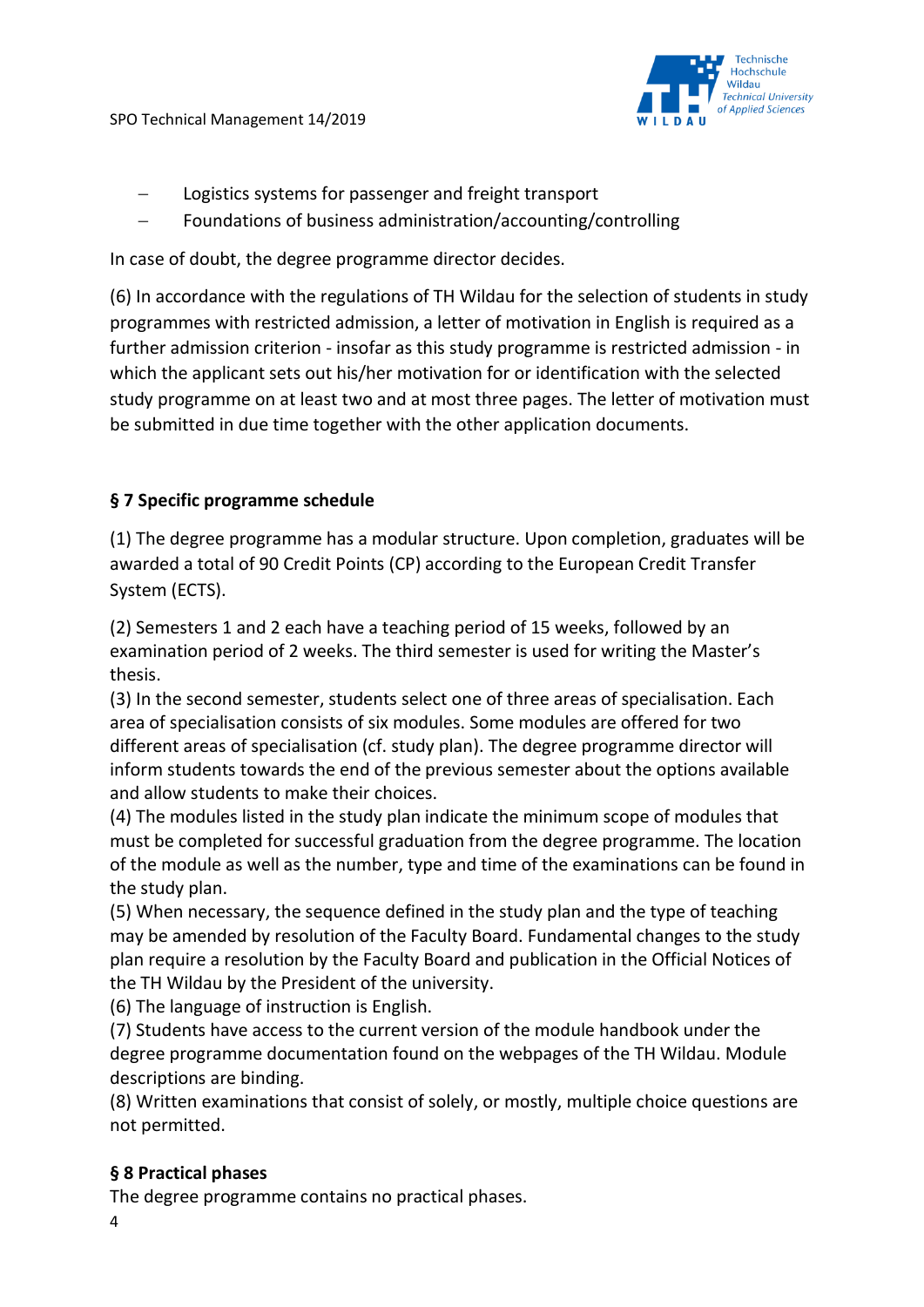- Logistics systems for passenger and freight transport
- Foundations of business administration/accounting/controlling

In case of doubt, the degree programme director decides.

(6) In accordance with the regulations of TH Wildau for the selection of students in study programmes with restricted admission, a letter of motivation in English is required as a further admission criterion - insofar as this study programme is restricted admission - in which the applicant sets out his/her motivation for or identification with the selected study programme on at least two and at most three pages. The letter of motivation must be submitted in due time together with the other application documents.

## § 7 Specific programme schedule

(1) The degree programme has a modular structure. Upon completion, graduates will be awarded a total of 90 Credit Points (CP) according to the European Credit Transfer System (ECTS).

(2) Semesters 1 and 2 each have a teaching period of 15 weeks, followed by an examination period of 2 weeks. The third semester is used for writing the Master's thesis.

(3) In the second semester, students select one of three areas of specialisation. Each area of specialisation consists of six modules. Some modules are offered for two different areas of specialisation (cf. study plan). The degree programme director will inform students towards the end of the previous semester about the options available and allow students to make their choices.

(4) The modules listed in the study plan indicate the minimum scope of modules that must be completed for successful graduation from the degree programme. The location of the module as well as the number, type and time of the examinations can be found in the study plan.

(5) When necessary, the sequence defined in the study plan and the type of teaching may be amended by resolution of the Faculty Board. Fundamental changes to the study plan require a resolution by the Faculty Board and publication in the Official Notices of the TH Wildau by the President of the university.

(6) The language of instruction is English.

(7) Students have access to the current version of the module handbook under the degree programme documentation found on the webpages of the TH Wildau. Module descriptions are binding.

(8) Written examinations that consist of solely, or mostly, multiple choice questions are not permitted.

## § 8 Practical phases

The degree programme contains no practical phases.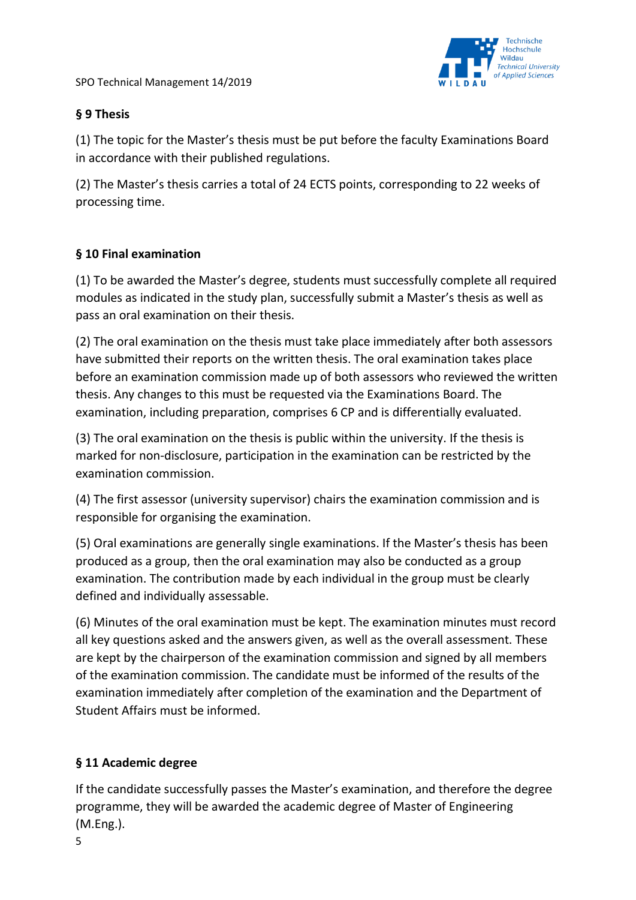### § 9 Thesis

(1) The topic for the Master's thesis must be put before the faculty Examinations Board in accordance with their published regulations.

(2) The Master's thesis carries a total of 24 ECTS points, corresponding to 22 weeks of processing time.

### § 10 Final examination

(1) To be awarded the Master's degree, students must successfully complete all required modules as indicated in the study plan, successfully submit a Master's thesis as well as pass an oral examination on their thesis.

(2) The oral examination on the thesis must take place immediately after both assessors have submitted their reports on the written thesis. The oral examination takes place before an examination commission made up of both assessors who reviewed the written thesis. Any changes to this must be requested via the Examinations Board. The examination, including preparation, comprises 6 CP and is differentially evaluated.

(3) The oral examination on the thesis is public within the university. If the thesis is marked for non-disclosure, participation in the examination can be restricted by the examination commission.

(4) The first assessor (university supervisor) chairs the examination commission and is responsible for organising the examination.

(5) Oral examinations are generally single examinations. If the Master's thesis has been produced as a group, then the oral examination may also be conducted as a group examination. The contribution made by each individual in the group must be clearly defined and individually assessable.

(6) Minutes of the oral examination must be kept. The examination minutes must record all key questions asked and the answers given, as well as the overall assessment. These are kept by the chairperson of the examination commission and signed by all members of the examination commission. The candidate must be informed of the results of the examination immediately after completion of the examination and the Department of Student Affairs must be informed.

### § 11 Academic degree

If the candidate successfully passes the Master's examination, and therefore the degree programme, they will be awarded the academic degree of Master of Engineering (M.Eng.).